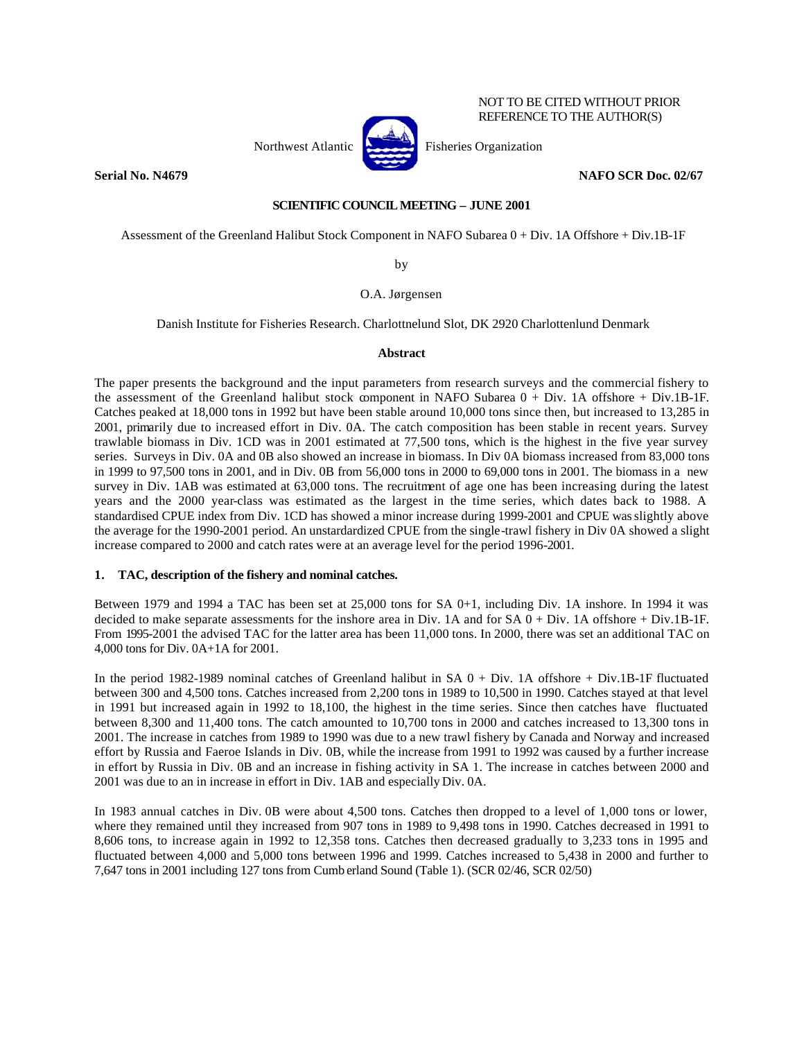NOT TO BE CITED WITHOUT PRIOR REFERENCE TO THE AUTHOR(S)

Northwest Atlantic Fisheries Organization

**Serial No. N4679** **NAFO SCR Doc. 02/67**

**SCIENTIFIC COUNCIL MEETING – JUNE 2001**

Assessment of the Greenland Halibut Stock Component in NAFO Subarea 0 + Div. 1A Offshore + Div.1B-1F

by

O.A. Jørgensen

Danish Institute for Fisheries Research. Charlottnelund Slot, DK 2920 Charlottenlund Denmark

## Abstract

The paper presents the background and the input parameters from research surveys and the commercial fishery to the assessment of the Greenland halibut stock component in NAFO Subarea 0 + Div. 1A offshore + Div.1B-1F. Catches peaked at 18,000 tons in 1992 but have been stable around 10,000 tons since then, but increased to 13,285 in 2001, primarily due to increased effort in Div. 0A. The catch composition has been stable in recent years. Survey trawlable biomass in Div. 1CD was in 2001 estimated at 77,500 tons, which is the highest in the five year survey series. Surveys in Div. 0A and 0B also showed an increase in biomass. In Div 0A biomass increased from 83,000 tons in 1999 to 97,500 tons in 2001, and in Div. 0B from 56,000 tons in 2000 to 69,000 tons in 2001. The biomass in a new survey in Div. 1AB was estimated at 63,000 tons. The recruitment of age one has been increasing during the latest years and the 2000 year-class was estimated as the largest in the time series, which dates back to 1988. A standardised CPUE index from Div. 1CD has showed a minor increase during 1999-2001 and CPUE was slightly above the average for the 1990-2001 period. An unstandardized CPUE from the single-trawl fishery in Div 0A showed a slight increase compared to 2000 and catch rates were at an average level for the period 1996-2001.

## 1. TAC, description of the fishery and nominal catches.

Between 1979 and 1994 a TAC has been set at 25,000 tons for SA 0+1, including Div. 1A inshore. In 1994 it was decided to make separate assessments for the inshore area in Div. 1A and for SA 0 + Div. 1A offshore + Div.1B-1F. From 1995-2001 the advised TAC for the latter area has been 11,000 tons. In 2000, there was set an additional TAC on 4,000 tons for Div. 0A+1A for 2001.

In the period 1982-1989 nominal catches of Greenland halibut in SA 0 + Div. 1A offshore + Div.1B-1F fluctuated between 300 and 4,500 tons. Catches increased from 2,200 tons in 1989 to 10,500 in 1990. Catches stayed at that level in 1991 but increased again in 1992 to 18,100, the highest in the time series. Since then catches have fluctuated between 8,300 and 11,400 tons. The catch amounted to 10,700 tons in 2000 and catches increased to 13,300 tons in 2001. The increase in catches from 1989 to 1990 was due to a new trawl fishery by Canada and Norway and increased effort by Russia and Faeroe Islands in Div. 0B, while the increase from 1991 to 1992 was caused by a further increase in effort by Russia in Div. 0B and an increase in fishing activity in SA 1. The increase in catches between 2000 and 2001 was due to an in increase in effort in Div. 1AB and especially Div. 0A.

In 1983 annual catches in Div. 0B were about 4,500 tons. Catches then dropped to a level of 1,000 tons or lower, where they remained until they increased from 907 tons in 1989 to 9,498 tons in 1990. Catches decreased in 1991 to 8,606 tons, to increase again in 1992 to 12,358 tons. Catches then decreased gradually to 3,233 tons in 1995 and fluctuated between 4,000 and 5,000 tons between 1996 and 1999. Catches increased to 5,438 in 2000 and further to 7,647 tons in 2001 including 127 tons from Cumb erland Sound (Table 1). (SCR 02/46, SCR 02/50)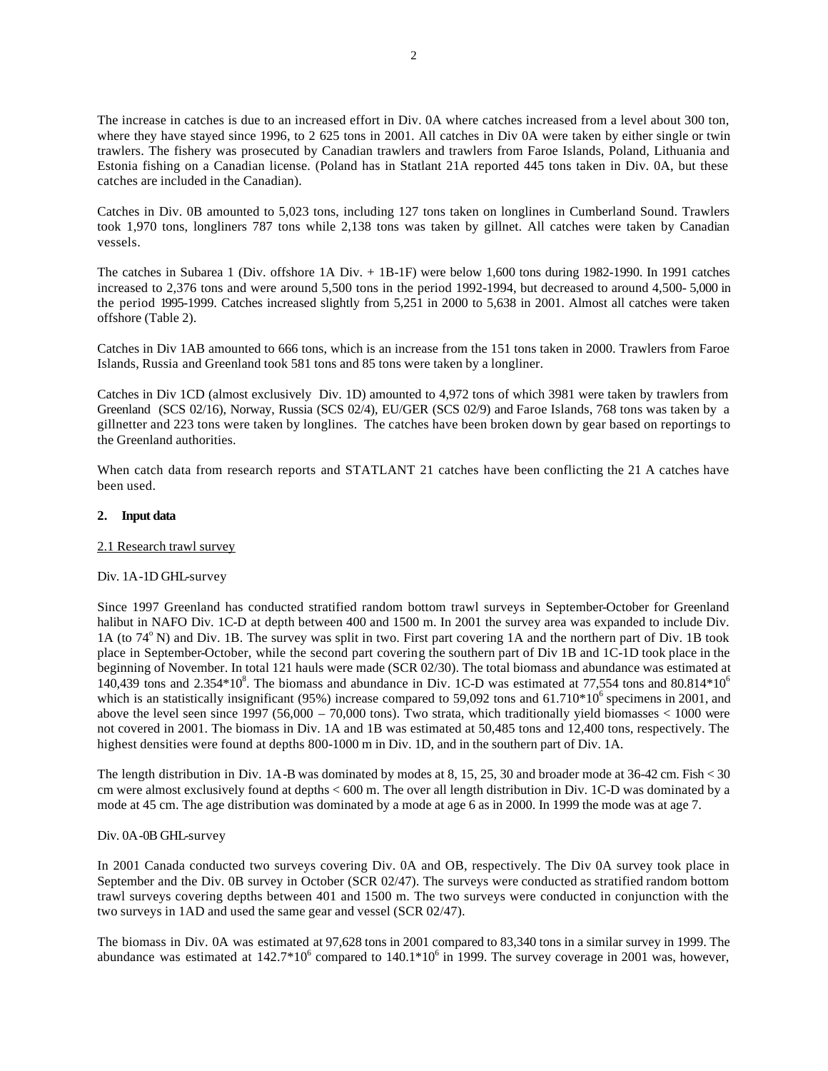The increase in catches is due to an increased effort in Div. 0A where catches increased from a level about 300 ton, where they have stayed since 1996, to 2 625 tons in 2001. All catches in Div 0A were taken by either single or twin trawlers. The fishery was prosecuted by Canadian trawlers and trawlers from Faroe Islands, Poland, Lithuania and Estonia fishing on a Canadian license. (Poland has in Statlant 21A reported 445 tons taken in Div. 0A, but these catches are included in the Canadian).

Catches in Div. 0B amounted to 5,023 tons, including 127 tons taken on longlines in Cumberland Sound. Trawlers took 1,970 tons, longliners 787 tons while 2,138 tons was taken by gillnet. All catches were taken by Canadian vessels.

The catches in Subarea 1 (Div. offshore 1A Div. + 1B-1F) were below 1,600 tons during 1982-1990. In 1991 catches increased to 2,376 tons and were around 5,500 tons in the period 1992-1994, but decreased to around 4,500- 5,000 in the period 1995-1999. Catches increased slightly from 5,251 in 2000 to 5,638 in 2001. Almost all catches were taken offshore (Table 2).

Catches in Div 1AB amounted to 666 tons, which is an increase from the 151 tons taken in 2000. Trawlers from Faroe Islands, Russia and Greenland took 581 tons and 85 tons were taken by a longliner.

Catches in Div 1CD (almost exclusively Div. 1D) amounted to 4,972 tons of which 3981 were taken by trawlers from Greenland (SCS 02/16), Norway, Russia (SCS 02/4), EU/GER (SCS 02/9) and Faroe Islands, 768 tons was taken by a gillnetter and 223 tons were taken by longlines. The catches have been broken down by gear based on reportings to the Greenland authorities.

When catch data from research reports and STATLANT 21 catches have been conflicting the 21 A catches have been used.

## 2. Input data

### 2.1 Research trawl survey

Div. 1A-1D GHL-survey

Since 1997 Greenland has conducted stratified random bottom trawl surveys in September-October for Greenland halibut in NAFO Div. 1C-D at depth between 400 and 1500 m. In 2001 the survey area was expanded to include Div. 1A (to 74° N) and Div. 1B. The survey was split in two. First part covering 1A and the northern part of Div. 1B took place in September-October, while the second part covering the southern part of Div 1B and 1C-1D took place in the beginning of November. In total 121 hauls were made (SCR 02/30). The total biomass and abundance was estimated at 140,439 tons and $2.354*10^8$. The biomass and abundance in Div. 1C-D was estimated at 77,554 tons and $80.814*10^6$ which is an statistically insignificant (95%) increase compared to 59,092 tons and $61.710*10^6$ specimens in 2001, and above the level seen since 1997 (56,000 – 70,000 tons). Two strata, which traditionally yield biomasses < 1000 were not covered in 2001. The biomass in Div. 1A and 1B was estimated at 50,485 tons and 12,400 tons, respectively. The highest densities were found at depths 800-1000 m in Div. 1D, and in the southern part of Div. 1A.

The length distribution in Div. 1A-B was dominated by modes at 8, 15, 25, 30 and broader mode at 36-42 cm. Fish < 30 cm were almost exclusively found at depths < 600 m. The over all length distribution in Div. 1C-D was dominated by a mode at 45 cm. The age distribution was dominated by a mode at age 6 as in 2000. In 1999 the mode was at age 7.

Div. 0A-0B GHL-survey

In 2001 Canada conducted two surveys covering Div. 0A and OB, respectively. The Div 0A survey took place in September and the Div. 0B survey in October (SCR 02/47). The surveys were conducted as stratified random bottom trawl surveys covering depths between 401 and 1500 m. The two surveys were conducted in conjunction with the two surveys in 1AD and used the same gear and vessel (SCR 02/47).

The biomass in Div. 0A was estimated at 97,628 tons in 2001 compared to 83,340 tons in a similar survey in 1999. The abundance was estimated at $142.7*10^6$ compared to $140.1*10^6$ in 1999. The survey coverage in 2001 was, however,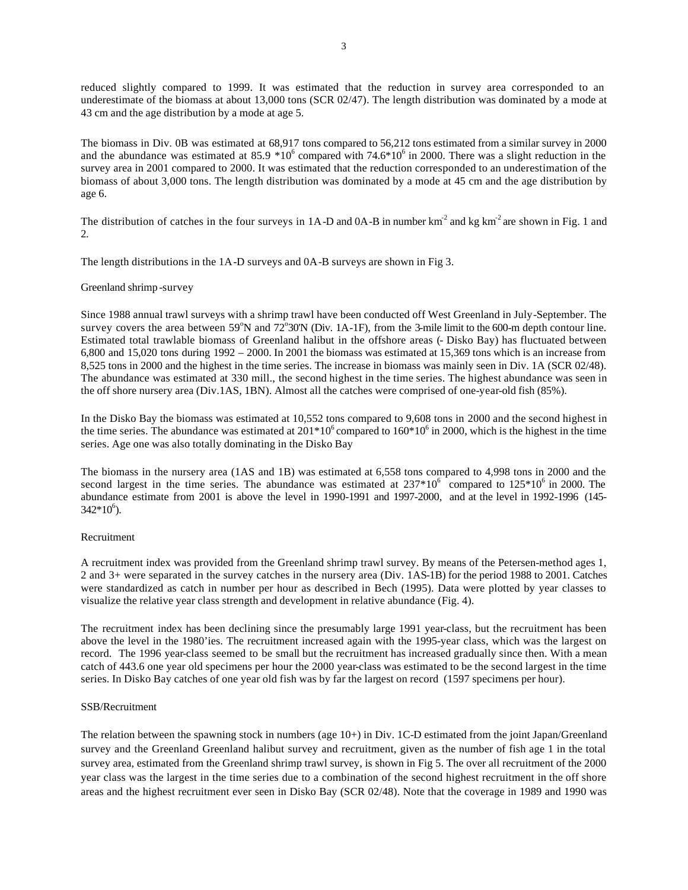reduced slightly compared to 1999. It was estimated that the reduction in survey area corresponded to an underestimate of the biomass at about 13,000 tons (SCR 02/47). The length distribution was dominated by a mode at 43 cm and the age distribution by a mode at age 5.

The biomass in Div. 0B was estimated at 68,917 tons compared to 56,212 tons estimated from a similar survey in 2000 and the abundance was estimated at 85.9 $*10^6$ compared with 74.6$*10^6$ in 2000. There was a slight reduction in the survey area in 2001 compared to 2000. It was estimated that the reduction corresponded to an underestimation of the biomass of about 3,000 tons. The length distribution was dominated by a mode at 45 cm and the age distribution by age 6.

The distribution of catches in the four surveys in 1A-D and 0A-B in number $km^{-2}$ and kg $km^{-2}$ are shown in Fig. 1 and 2.

The length distributions in the 1A-D surveys and 0A-B surveys are shown in Fig 3.

Greenland shrimp-survey

Since 1988 annual trawl surveys with a shrimp trawl have been conducted off West Greenland in July-September. The survey covers the area between 59°N and 72°30'N (Div. 1A-1F), from the 3-mile limit to the 600-m depth contour line. Estimated total trawlable biomass of Greenland halibut in the offshore areas (- Disko Bay) has fluctuated between 6,800 and 15,020 tons during 1992 – 2000. In 2001 the biomass was estimated at 15,369 tons which is an increase from 8,525 tons in 2000 and the highest in the time series. The increase in biomass was mainly seen in Div. 1A (SCR 02/48). The abundance was estimated at 330 mill., the second highest in the time series. The highest abundance was seen in the off shore nursery area (Div.1AS, 1BN). Almost all the catches were comprised of one-year-old fish (85%).

In the Disko Bay the biomass was estimated at 10,552 tons compared to 9,608 tons in 2000 and the second highest in the time series. The abundance was estimated at $201*10^6$ compared to $160*10^6$ in 2000, which is the highest in the time series. Age one was also totally dominating in the Disko Bay

The biomass in the nursery area (1AS and 1B) was estimated at 6,558 tons compared to 4,998 tons in 2000 and the second largest in the time series. The abundance was estimated at $237*10^6$ compared to $125*10^6$ in 2000. The abundance estimate from 2001 is above the level in 1990-1991 and 1997-2000, and at the level in 1992-1996 (145-$342*10^6$).

Recruitment

A recruitment index was provided from the Greenland shrimp trawl survey. By means of the Petersen-method ages 1, 2 and 3+ were separated in the survey catches in the nursery area (Div. 1AS-1B) for the period 1988 to 2001. Catches were standardized as catch in number per hour as described in Bech (1995). Data were plotted by year classes to visualize the relative year class strength and development in relative abundance (Fig. 4).

The recruitment index has been declining since the presumably large 1991 year-class, but the recruitment has been above the level in the 1980'ies. The recruitment increased again with the 1995-year class, which was the largest on record. The 1996 year-class seemed to be small but the recruitment has increased gradually since then. With a mean catch of 443.6 one year old specimens per hour the 2000 year-class was estimated to be the second largest in the time series. In Disko Bay catches of one year old fish was by far the largest on record (1597 specimens per hour).

SSB/Recruitment

The relation between the spawning stock in numbers (age 10+) in Div. 1C-D estimated from the joint Japan/Greenland survey and the Greenland Greenland halibut survey and recruitment, given as the number of fish age 1 in the total survey area, estimated from the Greenland shrimp trawl survey, is shown in Fig 5. The over all recruitment of the 2000 year class was the largest in the time series due to a combination of the second highest recruitment in the off shore areas and the highest recruitment ever seen in Disko Bay (SCR 02/48). Note that the coverage in 1989 and 1990 was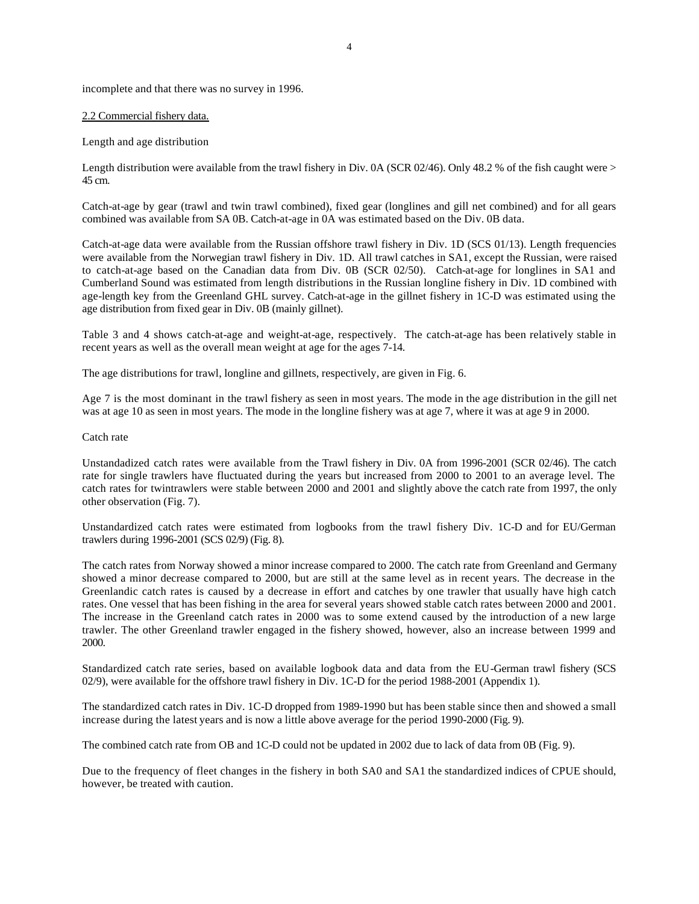incomplete and that there was no survey in 1996.

## 2.2 Commercial fishery data.

Length and age distribution

Length distribution were available from the trawl fishery in Div. 0A (SCR 02/46). Only 48.2 % of the fish caught were > 45 cm.

Catch-at-age by gear (trawl and twin trawl combined), fixed gear (longlines and gill net combined) and for all gears combined was available from SA 0B. Catch-at-age in 0A was estimated based on the Div. 0B data.

Catch-at-age data were available from the Russian offshore trawl fishery in Div. 1D (SCS 01/13). Length frequencies were available from the Norwegian trawl fishery in Div. 1D. All trawl catches in SA1, except the Russian, were raised to catch-at-age based on the Canadian data from Div. 0B (SCR 02/50). Catch-at-age for longlines in SA1 and Cumberland Sound was estimated from length distributions in the Russian longline fishery in Div. 1D combined with age-length key from the Greenland GHL survey. Catch-at-age in the gillnet fishery in 1C-D was estimated using the age distribution from fixed gear in Div. 0B (mainly gillnet).

Table 3 and 4 shows catch-at-age and weight-at-age, respectively. The catch-at-age has been relatively stable in recent years as well as the overall mean weight at age for the ages 7-14.

The age distributions for trawl, longline and gillnets, respectively, are given in Fig. 6.

Age 7 is the most dominant in the trawl fishery as seen in most years. The mode in the age distribution in the gill net was at age 10 as seen in most years. The mode in the longline fishery was at age 7, where it was at age 9 in 2000.

Catch rate

Unstandadized catch rates were available from the Trawl fishery in Div. 0A from 1996-2001 (SCR 02/46). The catch rate for single trawlers have fluctuated during the years but increased from 2000 to 2001 to an average level. The catch rates for twintrawlers were stable between 2000 and 2001 and slightly above the catch rate from 1997, the only other observation (Fig. 7).

Unstandardized catch rates were estimated from logbooks from the trawl fishery Div. 1C-D and for EU/German trawlers during 1996-2001 (SCS 02/9) (Fig. 8).

The catch rates from Norway showed a minor increase compared to 2000. The catch rate from Greenland and Germany showed a minor decrease compared to 2000, but are still at the same level as in recent years. The decrease in the Greenlandic catch rates is caused by a decrease in effort and catches by one trawler that usually have high catch rates. One vessel that has been fishing in the area for several years showed stable catch rates between 2000 and 2001. The increase in the Greenland catch rates in 2000 was to some extend caused by the introduction of a new large trawler. The other Greenland trawler engaged in the fishery showed, however, also an increase between 1999 and 2000.

Standardized catch rate series, based on available logbook data and data from the EU-German trawl fishery (SCS 02/9), were available for the offshore trawl fishery in Div. 1C-D for the period 1988-2001 (Appendix 1).

The standardized catch rates in Div. 1C-D dropped from 1989-1990 but has been stable since then and showed a small increase during the latest years and is now a little above average for the period 1990-2000 (Fig. 9).

The combined catch rate from OB and 1C-D could not be updated in 2002 due to lack of data from 0B (Fig. 9).

Due to the frequency of fleet changes in the fishery in both SA0 and SA1 the standardized indices of CPUE should, however, be treated with caution.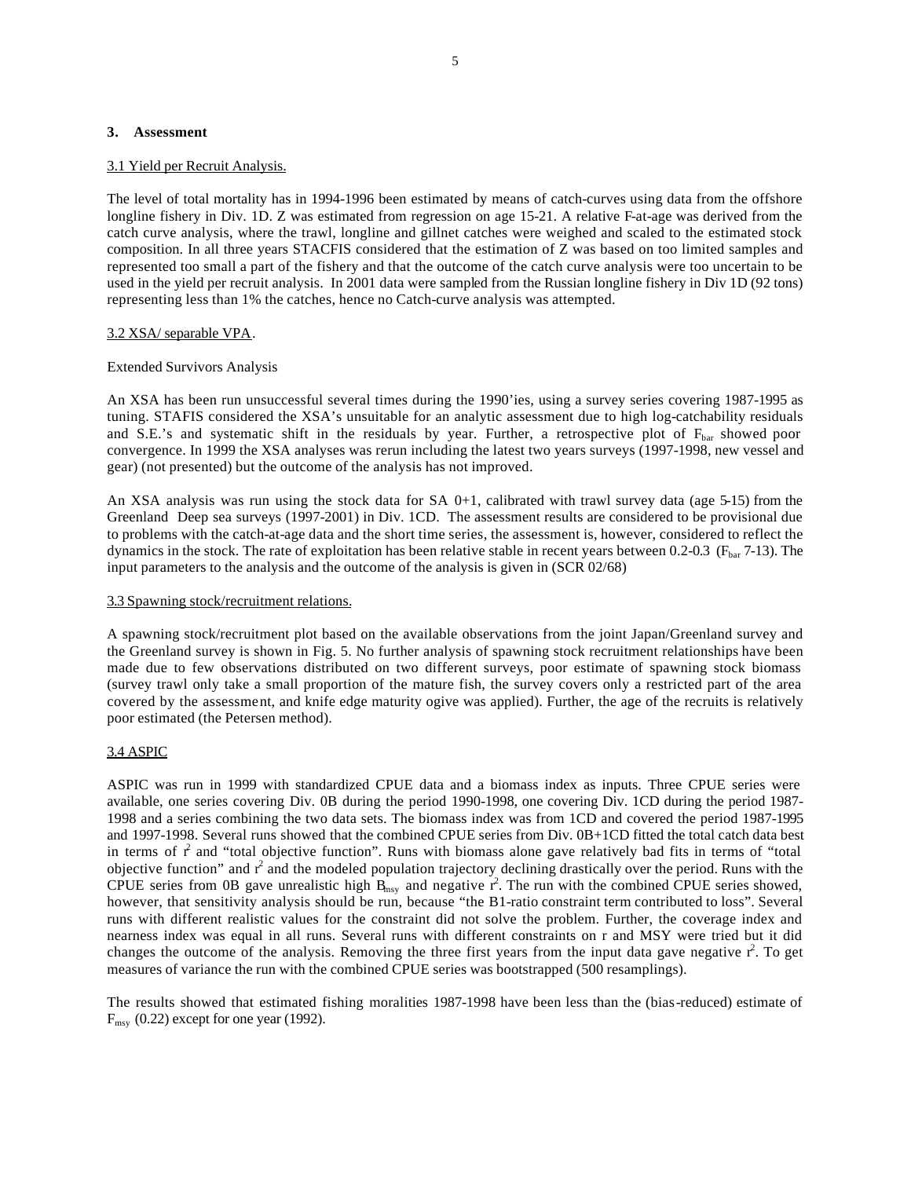### 3. Assessment

3.1 Yield per Recruit Analysis.

The level of total mortality has in 1994-1996 been estimated by means of catch-curves using data from the offshore longline fishery in Div. 1D. Z was estimated from regression on age 15-21. A relative F-at-age was derived from the catch curve analysis, where the trawl, longline and gillnet catches were weighed and scaled to the estimated stock composition. In all three years STACFIS considered that the estimation of Z was based on too limited samples and represented too small a part of the fishery and that the outcome of the catch curve analysis were too uncertain to be used in the yield per recruit analysis. In 2001 data were sampled from the Russian longline fishery in Div 1D (92 tons) representing less than 1% the catches, hence no Catch-curve analysis was attempted.

3.2 XSA/ separable VPA.

Extended Survivors Analysis

An XSA has been run unsuccessful several times during the 1990'ies, using a survey series covering 1987-1995 as tuning. STAFIS considered the XSA's unsuitable for an analytic assessment due to high log-catchability residuals and S.E.'s and systematic shift in the residuals by year. Further, a retrospective plot of $F_{bar}$ showed poor convergence. In 1999 the XSA analyses was rerun including the latest two years surveys (1997-1998, new vessel and gear) (not presented) but the outcome of the analysis has not improved.

An XSA analysis was run using the stock data for SA 0+1, calibrated with trawl survey data (age 5-15) from the Greenland Deep sea surveys (1997-2001) in Div. 1CD. The assessment results are considered to be provisional due to problems with the catch-at-age data and the short time series, the assessment is, however, considered to reflect the dynamics in the stock. The rate of exploitation has been relative stable in recent years between 0.2-0.3 ($F_{bar}$ 7-13). The input parameters to the analysis and the outcome of the analysis is given in (SCR 02/68)

3.3 Spawning stock/recruitment relations.

A spawning stock/recruitment plot based on the available observations from the joint Japan/Greenland survey and the Greenland survey is shown in Fig. 5. No further analysis of spawning stock recruitment relationships have been made due to few observations distributed on two different surveys, poor estimate of spawning stock biomass (survey trawl only take a small proportion of the mature fish, the survey covers only a restricted part of the area covered by the assessment, and knife edge maturity ogive was applied). Further, the age of the recruits is relatively poor estimated (the Petersen method).

3.4 ASPIC

ASPIC was run in 1999 with standardized CPUE data and a biomass index as inputs. Three CPUE series were available, one series covering Div. 0B during the period 1990-1998, one covering Div. 1CD during the period 1987-1998 and a series combining the two data sets. The biomass index was from 1CD and covered the period 1987-1995 and 1997-1998. Several runs showed that the combined CPUE series from Div. 0B+1CD fitted the total catch data best in terms of $r^2$ and "total objective function". Runs with biomass alone gave relatively bad fits in terms of "total objective function" and $r^2$ and the modeled population trajectory declining drastically over the period. Runs with the CPUE series from 0B gave unrealistic high $B_{msy}$ and negative $r^2$. The run with the combined CPUE series showed, however, that sensitivity analysis should be run, because "the B1-ratio constraint term contributed to loss". Several runs with different realistic values for the constraint did not solve the problem. Further, the coverage index and nearness index was equal in all runs. Several runs with different constraints on r and MSY were tried but it did changes the outcome of the analysis. Removing the three first years from the input data gave negative $r^2$. To get measures of variance the run with the combined CPUE series was bootstrapped (500 resamplings).

The results showed that estimated fishing moralities 1987-1998 have been less than the (bias-reduced) estimate of $F_{msy}$ (0.22) except for one year (1992).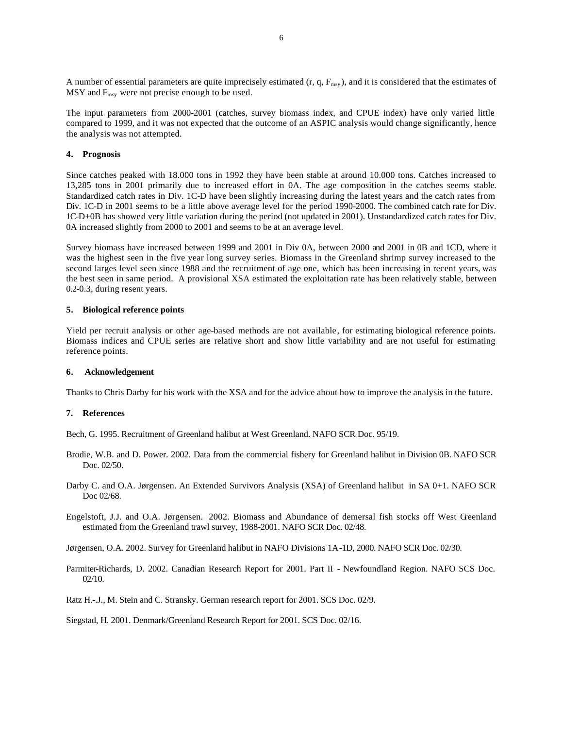A number of essential parameters are quite imprecisely estimated (r, q, $F_{msy}$), and it is considered that the estimates of MSY and $F_{msy}$ were not precise enough to be used.

The input parameters from 2000-2001 (catches, survey biomass index, and CPUE index) have only varied little compared to 1999, and it was not expected that the outcome of an ASPIC analysis would change significantly, hence the analysis was not attempted.

## 4. Prognosis

Since catches peaked with 18.000 tons in 1992 they have been stable at around 10.000 tons. Catches increased to 13,285 tons in 2001 primarily due to increased effort in 0A. The age composition in the catches seems stable. Standardized catch rates in Div. 1C-D have been slightly increasing during the latest years and the catch rates from Div. 1C-D in 2001 seems to be a little above average level for the period 1990-2000. The combined catch rate for Div. 1C-D+0B has showed very little variation during the period (not updated in 2001). Unstandardized catch rates for Div. 0A increased slightly from 2000 to 2001 and seems to be at an average level.

Survey biomass have increased between 1999 and 2001 in Div 0A, between 2000 and 2001 in 0B and 1CD, where it was the highest seen in the five year long survey series. Biomass in the Greenland shrimp survey increased to the second larges level seen since 1988 and the recruitment of age one, which has been increasing in recent years, was the best seen in same period. A provisional XSA estimated the exploitation rate has been relatively stable, between 0.2-0.3, during resent years.

## 5. Biological reference points

Yield per recruit analysis or other age-based methods are not available, for estimating biological reference points. Biomass indices and CPUE series are relative short and show little variability and are not useful for estimating reference points.

## 6. Acknowledgement

Thanks to Chris Darby for his work with the XSA and for the advice about how to improve the analysis in the future.

## 7. References

Bech, G. 1995. Recruitment of Greenland halibut at West Greenland. NAFO SCR Doc. 95/19.

Brodie, W.B. and D. Power. 2002. Data from the commercial fishery for Greenland halibut in Division 0B. NAFO SCR Doc. 02/50.

Darby C. and O.A. Jørgensen. An Extended Survivors Analysis (XSA) of Greenland halibut in SA 0+1. NAFO SCR Doc 02/68.

Engelstoft, J.J. and O.A. Jørgensen. 2002. Biomass and Abundance of demersal fish stocks off West Greenland estimated from the Greenland trawl survey, 1988-2001. NAFO SCR Doc. 02/48.

Jørgensen, O.A. 2002. Survey for Greenland halibut in NAFO Divisions 1A-1D, 2000. NAFO SCR Doc. 02/30.

Parmiter-Richards, D. 2002. Canadian Research Report for 2001. Part II - Newfoundland Region. NAFO SCS Doc. 02/10.

Ratz H.-.J., M. Stein and C. Stransky. German research report for 2001. SCS Doc. 02/9.

Siegstad, H. 2001. Denmark/Greenland Research Report for 2001. SCS Doc. 02/16.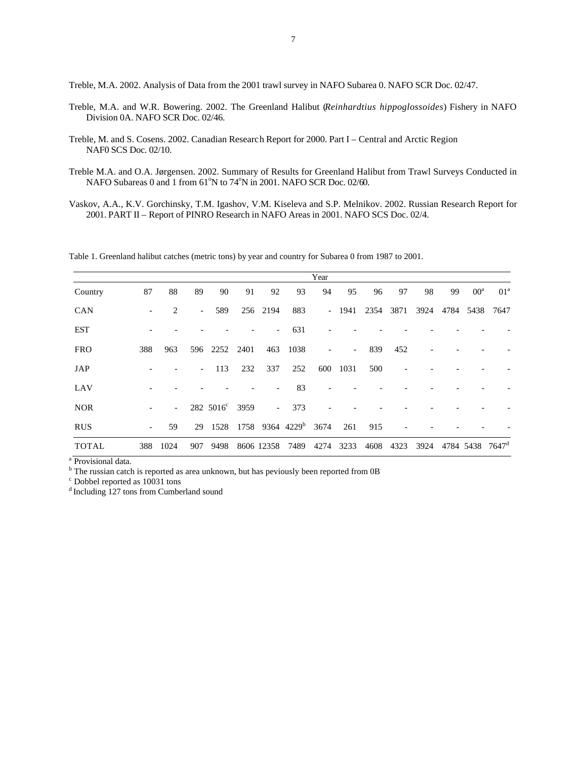Treble, M.A. 2002. Analysis of Data from the 2001 trawl survey in NAFO Subarea 0. NAFO SCR Doc. 02/47.

Treble, M.A. and W.R. Bowering. 2002. The Greenland Halibut (*Reinhardtius hippoglossoides*) Fishery in NAFO Division 0A. NAFO SCR Doc. 02/46.

Treble, M. and S. Cosens. 2002. Canadian Research Report for 2000. Part I – Central and Arctic Region NAF0 SCS Doc. 02/10.

Treble M.A. and O.A. Jørgensen. 2002. Summary of Results for Greenland Halibut from Trawl Surveys Conducted in NAFO Subareas 0 and 1 from 61°N to 74°N in 2001. NAFO SCR Doc. 02/60.

Vaskov, A.A., K.V. Gorchinsky, T.M. Igashov, V.M. Kiseleva and S.P. Melnikov. 2002. Russian Research Report for 2001. PART II – Report of PINRO Research in NAFO Areas in 2001. NAFO SCS Doc. 02/4.

Table 1. Greenland halibut catches (metric tons) by year and country for Subarea 0 from 1987 to 2001.

| | Year | | | | | | | | | | | | | | |
|---|---|---|---|---|---|---|---|---|---|---|---|---|---|---|---|
| Country | 87 | 88 | 89 | 90 | 91 | 92 | 93 | 94 | 95 | 96 | 97 | 98 | 99 | 00[a] | 01[a] |
| CAN | - | 2 | - | 589 | 256 | 2194 | 883 | - | 1941 | 2354 | 3871 | 3924 | 4784 | 5438 | 7647 |
| EST | - | - | - | - | - | - | 631 | - | - | - | - | - | - | - | - |
| FRO | 388 | 963 | 596 | 2252 | 2401 | 463 | 1038 | - | - | 839 | 452 | - | - | - | - |
| JAP | - | - | - | 113 | 232 | 337 | 252 | 600 | 1031 | 500 | - | - | - | - | - |
| LAV | - | - | - | - | - | - | 83 | - | - | - | - | - | - | - | - |
| NOR | - | - | 282 | 5016[c] | 3959 | - | 373 | - | - | - | - | - | - | - | - |
| RUS | - | 59 | 29 | 1528 | 1758 | 9364 | 4229[b] | 3674 | 261 | 915 | - | - | - | - | - |
| TOTAL | 388 | 1024 | 907 | 9498 | 8606 | 12358 | 7489 | 4274 | 3233 | 4608 | 4323 | 3924 | 4784 | 5438 | 7647[d] |

[a] Provisional data.
[b] The russian catch is reported as area unknown, but has peviously been reported from 0B
[c] Dobbel reported as 10031 tons
[d] Including 127 tons from Cumberland sound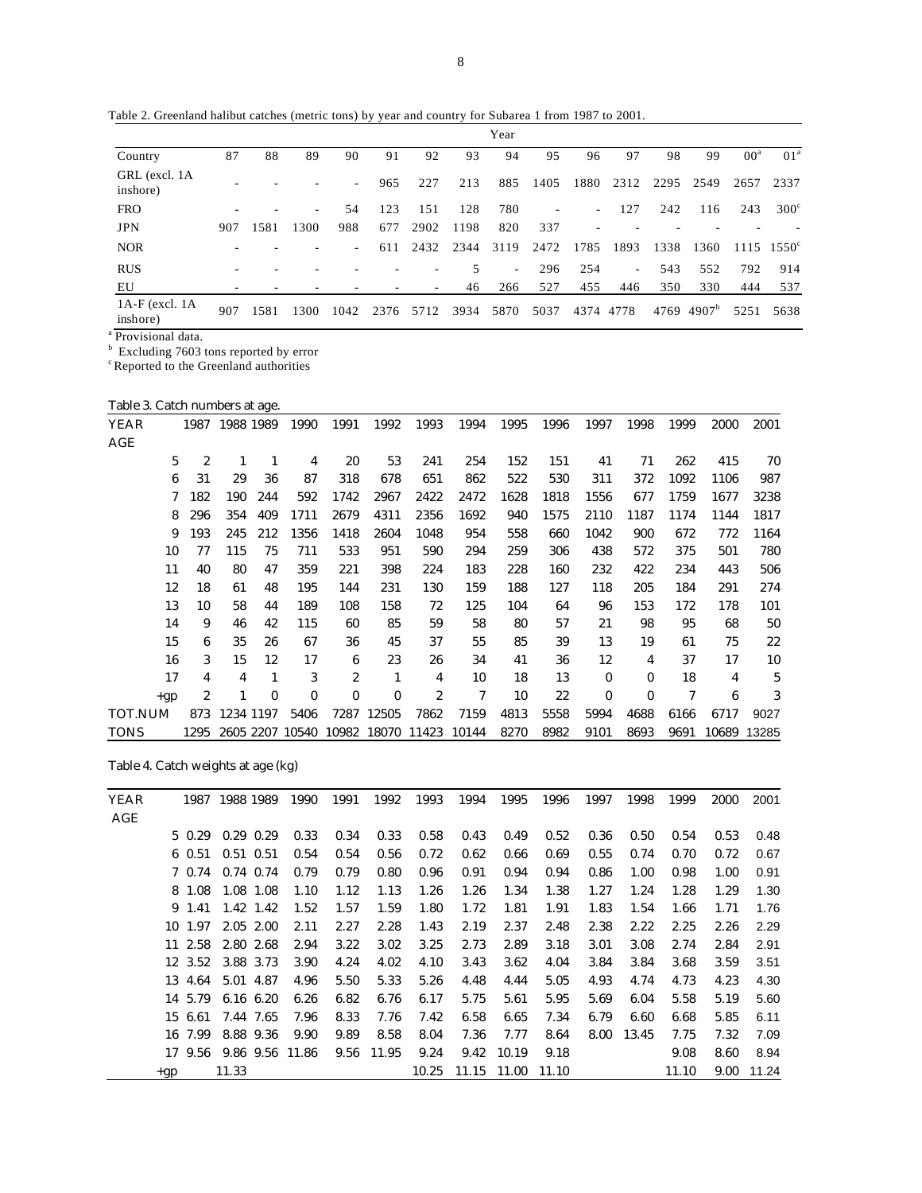Table 2. Greenland halibut catches (metric tons) by year and country for Subarea 1 from 1987 to 2001.

| Country | 87 | 88 | 89 | 90 | 91 | 92 | 93 | 94 | 95 | 96 | 97 | 98 | 99 | 00[a] | 01[a] |
|---|---|---|---|---|---|---|---|---|---|---|---|---|---|---|---|
| GRL (excl. 1A inshore) | - | - | - | - | 965 | 227 | 213 | 885 | 1405 | 1880 | 2312 | 2295 | 2549 | 2657 | 2337 |
| FRO | - | - | - | 54 | 123 | 151 | 128 | 780 | - | - | 127 | 242 | 116 | 243 | 300[c] |
| JPN | 907 | 1581 | 1300 | 988 | 677 | 2902 | 1198 | 820 | 337 | - | - | - | - | - | - |
| NOR | - | - | - | - | 611 | 2432 | 2344 | 3119 | 2472 | 1785 | 1893 | 1338 | 1360 | 1115 | 1550[c] |
| RUS | - | - | - | - | - | - | 5 | - | 296 | 254 | - | 543 | 552 | 792 | 914 |
| EU | - | - | - | - | - | - | 46 | 266 | 527 | 455 | 446 | 350 | 330 | 444 | 537 |
| 1A-F (excl. 1A inshore) | 907 | 1581 | 1300 | 1042 | 2376 | 5712 | 3934 | 5870 | 5037 | 4374 | 4778 | 4769 | 4907[b] | 5251 | 5638 |

[a] Provisional data.
[b] Excluding 7603 tons reported by error
[c] Reported to the Greenland authorities

Table 3. Catch numbers at age.

| YEAR | 1987 | 1988 | 1989 | 1990 | 1991 | 1992 | 1993 | 1994 | 1995 | 1996 | 1997 | 1998 | 1999 | 2000 | 2001 |
|---|---|---|---|---|---|---|---|---|---|---|---|---|---|---|---|
| AGE | | | | | | | | | | | | | | | |
| 5 | 2 | 1 | 1 | 4 | 20 | 53 | 241 | 254 | 152 | 151 | 41 | 71 | 262 | 415 | 70 |
| 6 | 31 | 29 | 36 | 87 | 318 | 678 | 651 | 862 | 522 | 530 | 311 | 372 | 1092 | 1106 | 987 |
| 7 | 182 | 190 | 244 | 592 | 1742 | 2967 | 2422 | 2472 | 1628 | 1818 | 1556 | 677 | 1759 | 1677 | 3238 |
| 8 | 296 | 354 | 409 | 1711 | 2679 | 4311 | 2356 | 1692 | 940 | 1575 | 2110 | 1187 | 1174 | 1144 | 1817 |
| 9 | 193 | 245 | 212 | 1356 | 1418 | 2604 | 1048 | 954 | 558 | 660 | 1042 | 900 | 672 | 772 | 1164 |
| 10 | 77 | 115 | 75 | 711 | 533 | 951 | 590 | 294 | 259 | 306 | 438 | 572 | 375 | 501 | 780 |
| 11 | 40 | 80 | 47 | 359 | 221 | 398 | 224 | 183 | 228 | 160 | 232 | 422 | 234 | 443 | 506 |
| 12 | 18 | 61 | 48 | 195 | 144 | 231 | 130 | 159 | 188 | 127 | 118 | 205 | 184 | 291 | 274 |
| 13 | 10 | 58 | 44 | 189 | 108 | 158 | 72 | 125 | 104 | 64 | 96 | 153 | 172 | 178 | 101 |
| 14 | 9 | 46 | 42 | 115 | 60 | 85 | 59 | 58 | 80 | 57 | 21 | 98 | 95 | 68 | 50 |
| 15 | 6 | 35 | 26 | 67 | 36 | 45 | 37 | 55 | 85 | 39 | 13 | 19 | 61 | 75 | 22 |
| 16 | 3 | 15 | 12 | 17 | 6 | 23 | 26 | 34 | 41 | 36 | 12 | 4 | 37 | 17 | 10 |
| 17 | 4 | 4 | 1 | 3 | 2 | 1 | 4 | 10 | 18 | 13 | 0 | 0 | 18 | 4 | 5 |
| +gp | 2 | 1 | 0 | 0 | 0 | 0 | 2 | 7 | 10 | 22 | 0 | 0 | 7 | 6 | 3 |
| TOT.NUM | 873 | 1234 | 1197 | 5406 | 7287 | 12505 | 7862 | 7159 | 4813 | 5558 | 5994 | 4688 | 6166 | 6717 | 9027 |
| TONS | 1295 | 2605 | 2207 | 10540 | 10982 | 18070 | 11423 | 10144 | 8270 | 8982 | 9101 | 8693 | 9691 | 10689 | 13285 |

Table 4. Catch weights at age (kg)

| YEAR | 1987 | 1988 | 1989 | 1990 | 1991 | 1992 | 1993 | 1994 | 1995 | 1996 | 1997 | 1998 | 1999 | 2000 | 2001 |
|---|---|---|---|---|---|---|---|---|---|---|---|---|---|---|---|
| AGE | | | | | | | | | | | | | | | |
| 5 | 0.29 | 0.29 | 0.29 | 0.33 | 0.34 | 0.33 | 0.58 | 0.43 | 0.49 | 0.52 | 0.36 | 0.50 | 0.54 | 0.53 | 0.48 |
| 6 | 0.51 | 0.51 | 0.51 | 0.54 | 0.54 | 0.56 | 0.72 | 0.62 | 0.66 | 0.69 | 0.55 | 0.74 | 0.70 | 0.72 | 0.67 |
| 7 | 0.74 | 0.74 | 0.74 | 0.79 | 0.79 | 0.80 | 0.96 | 0.91 | 0.94 | 0.94 | 0.86 | 1.00 | 0.98 | 1.00 | 0.91 |
| 8 | 1.08 | 1.08 | 1.08 | 1.10 | 1.12 | 1.13 | 1.26 | 1.26 | 1.34 | 1.38 | 1.27 | 1.24 | 1.28 | 1.29 | 1.30 |
| 9 | 1.41 | 1.42 | 1.42 | 1.52 | 1.57 | 1.59 | 1.80 | 1.72 | 1.81 | 1.91 | 1.83 | 1.54 | 1.66 | 1.71 | 1.76 |
| 10 | 1.97 | 2.05 | 2.00 | 2.11 | 2.27 | 2.28 | 1.43 | 2.19 | 2.37 | 2.48 | 2.38 | 2.22 | 2.25 | 2.26 | 2.29 |
| 11 | 2.58 | 2.80 | 2.68 | 2.94 | 3.22 | 3.02 | 3.25 | 2.73 | 2.89 | 3.18 | 3.01 | 3.08 | 2.74 | 2.84 | 2.91 |
| 12 | 3.52 | 3.88 | 3.73 | 3.90 | 4.24 | 4.02 | 4.10 | 3.43 | 3.62 | 4.04 | 3.84 | 3.84 | 3.68 | 3.59 | 3.51 |
| 13 | 4.64 | 5.01 | 4.87 | 4.96 | 5.50 | 5.33 | 5.26 | 4.48 | 4.44 | 5.05 | 4.93 | 4.74 | 4.73 | 4.23 | 4.30 |
| 14 | 5.79 | 6.16 | 6.20 | 6.26 | 6.82 | 6.76 | 6.17 | 5.75 | 5.61 | 5.95 | 5.69 | 6.04 | 5.58 | 5.19 | 5.60 |
| 15 | 6.61 | 7.44 | 7.65 | 7.96 | 8.33 | 7.76 | 7.42 | 6.58 | 6.65 | 7.34 | 6.79 | 6.60 | 6.68 | 5.85 | 6.11 |
| 16 | 7.99 | 8.88 | 9.36 | 9.90 | 9.89 | 8.58 | 8.04 | 7.36 | 7.77 | 8.64 | 8.00 | 13.45 | 7.75 | 7.32 | 7.09 |
| 17 | 9.56 | 9.86 | 9.56 | 11.86 | 9.56 | 11.95 | 9.24 | 9.42 | 10.19 | 9.18 | | | 9.08 | 8.60 | 8.94 |
| +gp | | 11.33 | | | | | 10.25 | 11.15 | 11.00 | 11.10 | | | 11.10 | 9.00 | 11.24 |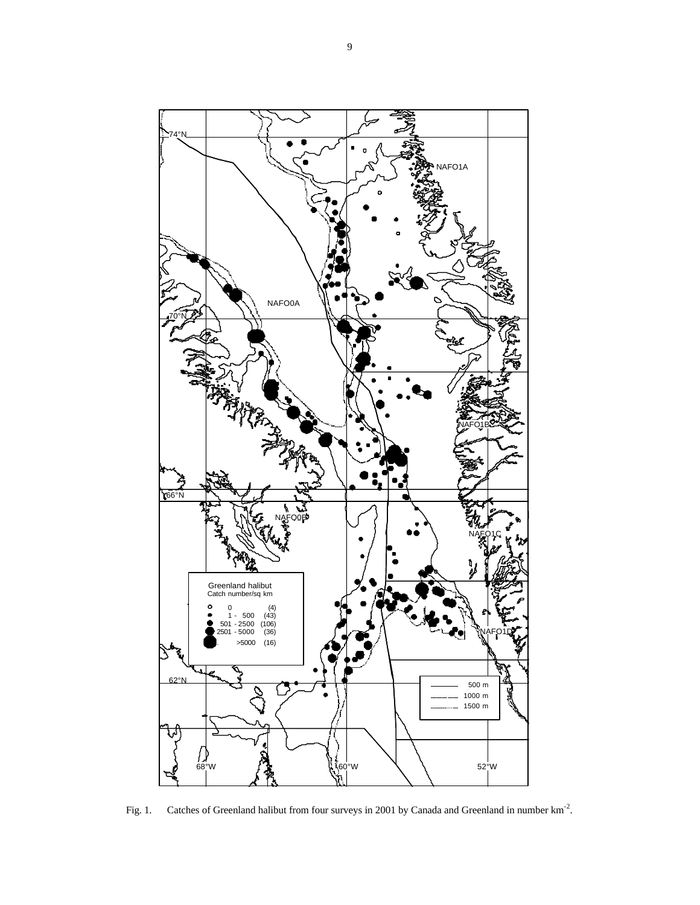Fig. 1. Catches of Greenland halibut from four surveys in 2001 by Canada and Greenland in number $km^{-2}$.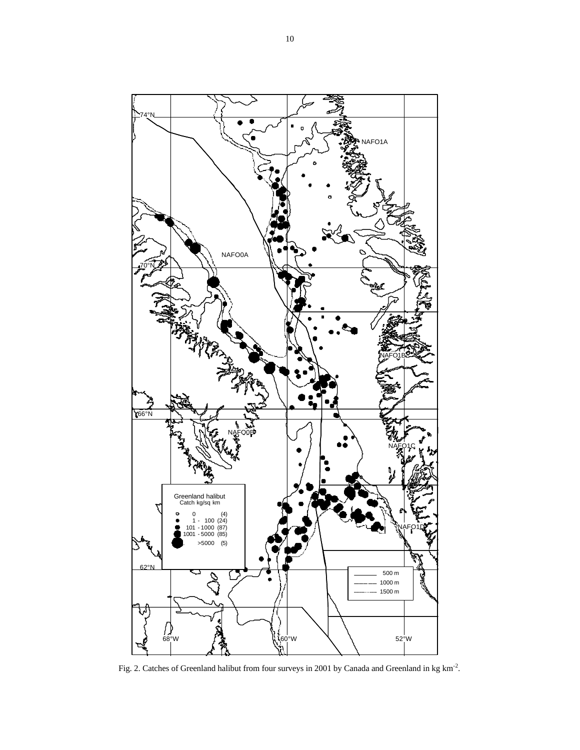Fig. 2. Catches of Greenland halibut from four surveys in 2001 by Canada and Greenland in kg km$^{-2}$.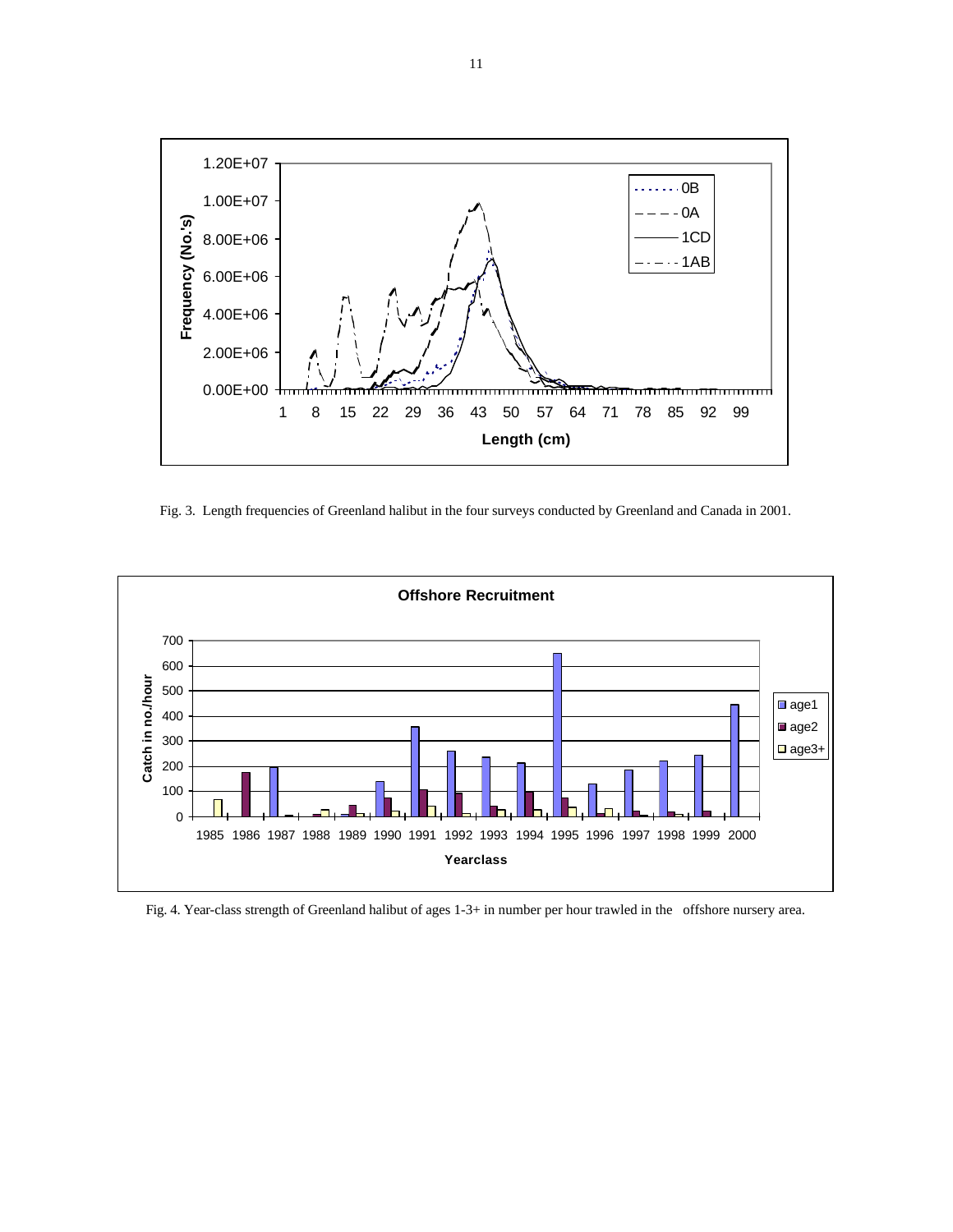Fig. 3. Length frequencies of Greenland halibut in the four surveys conducted by Greenland and Canada in 2001.

Fig. 4. Year-class strength of Greenland halibut of ages 1-3+ in number per hour trawled in the offshore nursery area.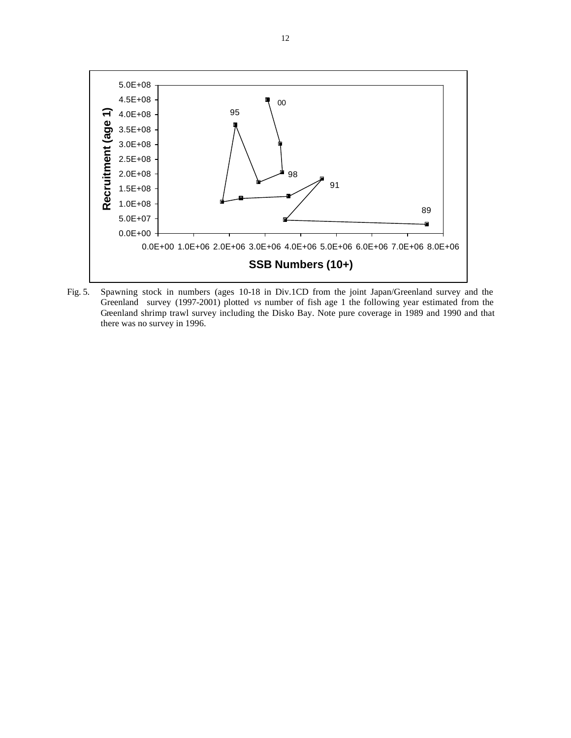Fig. 5. Spawning stock in numbers (ages 10-18 in Div.1CD from the joint Japan/Greenland survey and the Greenland survey (1997-2001) plotted *vs* number of fish age 1 the following year estimated from the Greenland shrimp trawl survey including the Disko Bay. Note pure coverage in 1989 and 1990 and that there was no survey in 1996.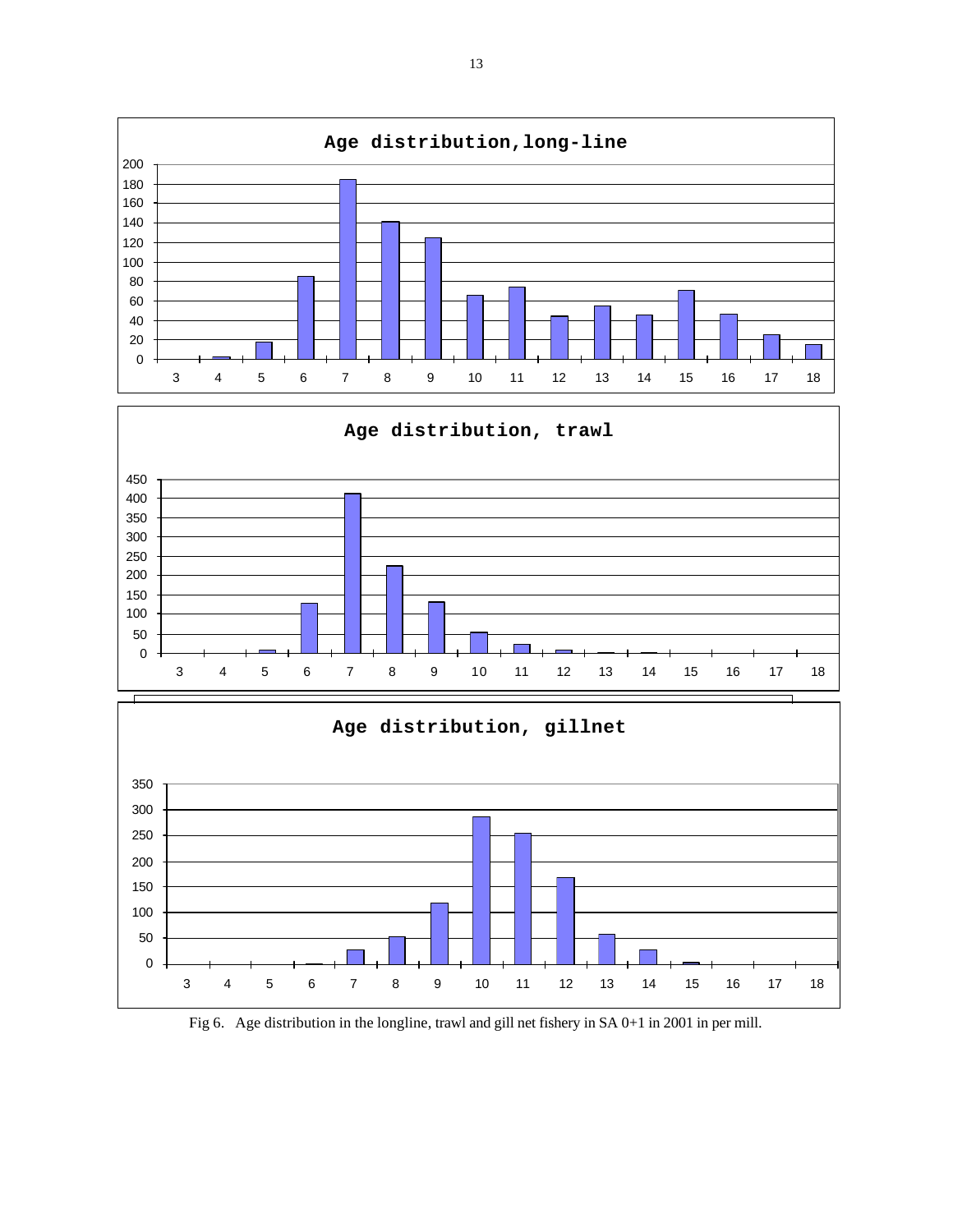Fig 6. Age distribution in the longline, trawl and gill net fishery in SA 0+1 in 2001 in per mill.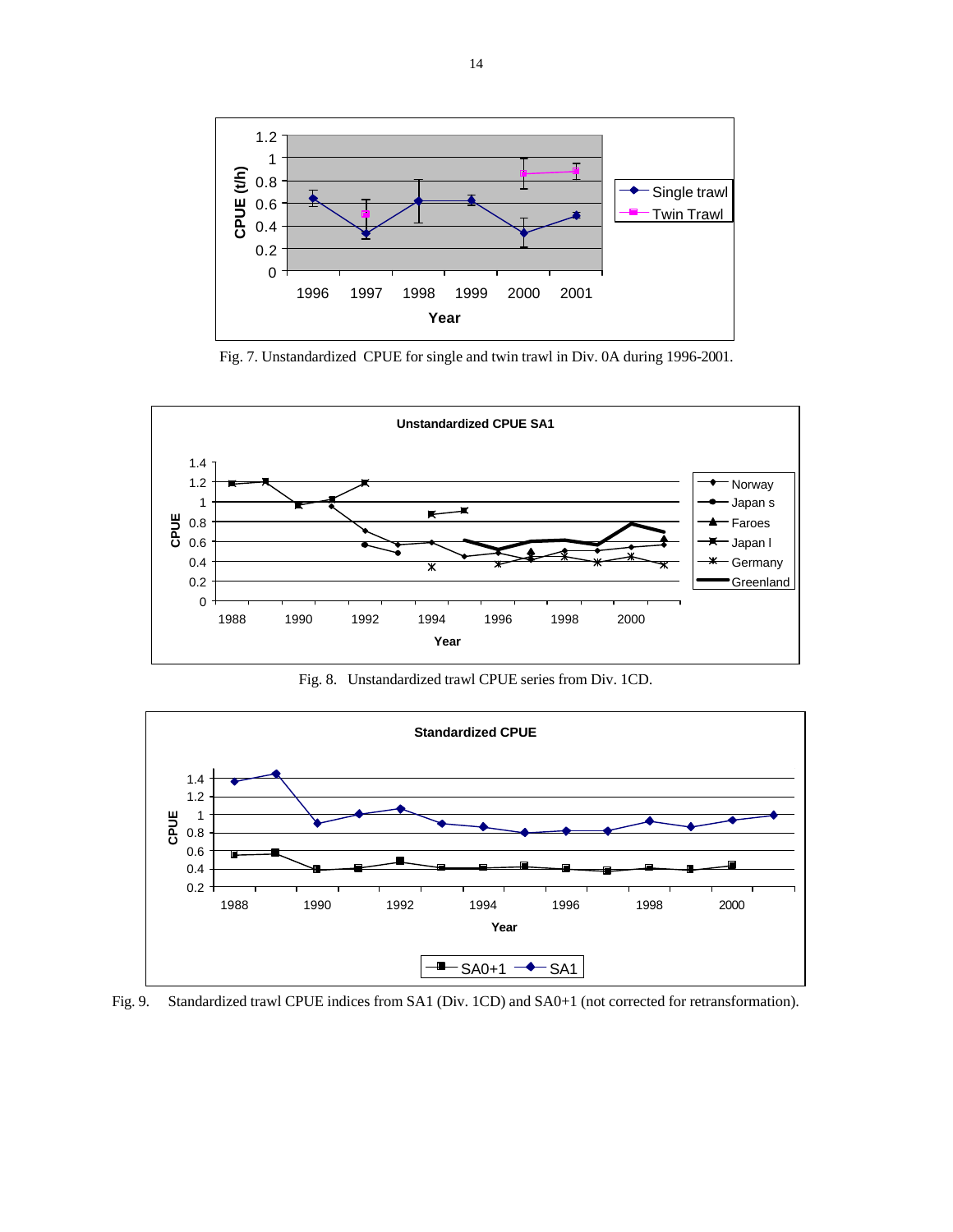Fig. 7. Unstandardized CPUE for single and twin trawl in Div. 0A during 1996-2001.

Fig. 8. Unstandardized trawl CPUE series from Div. 1CD.

Fig. 9. Standardized trawl CPUE indices from SA1 (Div. 1CD) and SA0+1 (not corrected for retransformation).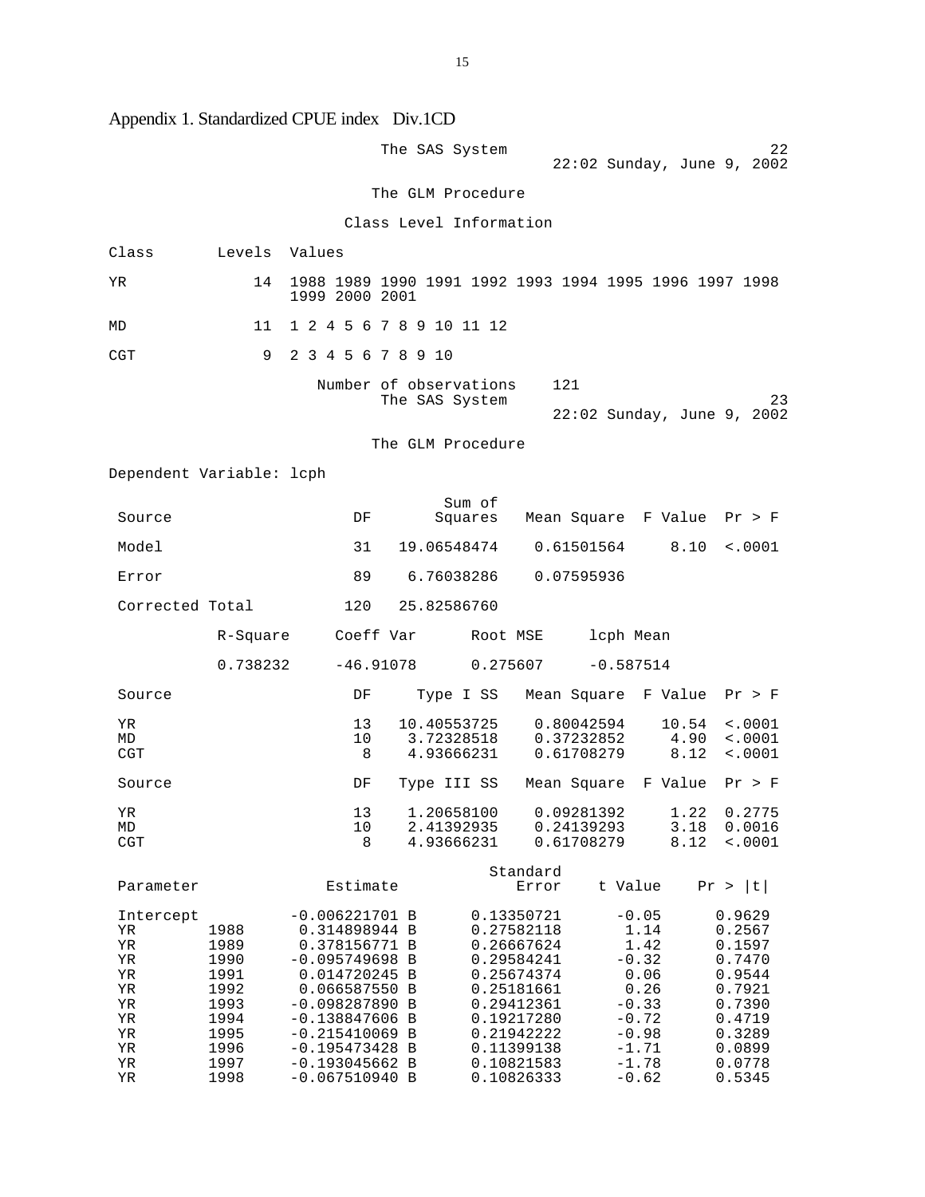## Appendix 1. Standardized CPUE index Div.1CD

```
                              The SAS System                                 22
                                                     22:02 Sunday, June 9, 2002

                             The GLM Procedure

                          Class Level Information

Class         Levels  Values

YR                14  1988 1989 1990 1991 1992 1993 1994 1995 1996 1997 1998
                      1999 2000 2001

MD                11  1 2 4 5 6 7 8 9 10 11 12

CGT                9  2 3 4 5 6 7 8 9 10

                        Number of observations    121
                              The SAS System                                 23
                                                     22:02 Sunday, June 9, 2002

                             The GLM Procedure

Dependent Variable: lcph

                                        Sum of
 Source                      DF        Squares    Mean Square  F Value  Pr > F

 Model                       31    19.06548474     0.61501564     8.10  <.0001

 Error                       89     6.76038286     0.07595936

 Corrected Total            120    25.82586760

            R-Square     Coeff Var      Root MSE     lcph Mean

            0.738232     -46.91078      0.275607     -0.587514

 Source                      DF      Type I SS    Mean Square  F Value  Pr > F

 YR                          13    10.40553725     0.80042594    10.54  <.0001
 MD                          10     3.72328518     0.37232852     4.90  <.0001
 CGT                          8     4.93666231     0.61708279     8.12  <.0001

 Source                      DF    Type III SS    Mean Square  F Value  Pr > F

 YR                          13     1.20658100     0.09281392     1.22  0.2775
 MD                          10     2.41392935     0.24139293     3.18  0.0016
 CGT                          8     4.93666231     0.61708279     8.12  <.0001

                                                Standard
 Parameter              Estimate                   Error    t Value    Pr > |t|

 Intercept         -0.006221701 B         0.13350721      -0.05      0.9629
 YR        1988     0.314898944 B         0.27582118       1.14      0.2567
 YR        1989     0.378156771 B         0.26667624       1.42      0.1597
 YR        1990    -0.095749698 B         0.29584241      -0.32      0.7470
 YR        1991     0.014720245 B         0.25674374       0.06      0.9544
 YR        1992     0.066587550 B         0.25181661       0.26      0.7921
 YR        1993    -0.098287890 B         0.29412361      -0.33      0.7390
 YR        1994    -0.138847606 B         0.19217280      -0.72      0.4719
 YR        1995    -0.215410069 B         0.21942222      -0.98      0.3289
 YR        1996    -0.195473428 B         0.11399138      -1.71      0.0899
 YR        1997    -0.193045662 B         0.10821583      -1.78      0.0778
 YR        1998    -0.067510940 B         0.10826333      -0.62      0.5345
```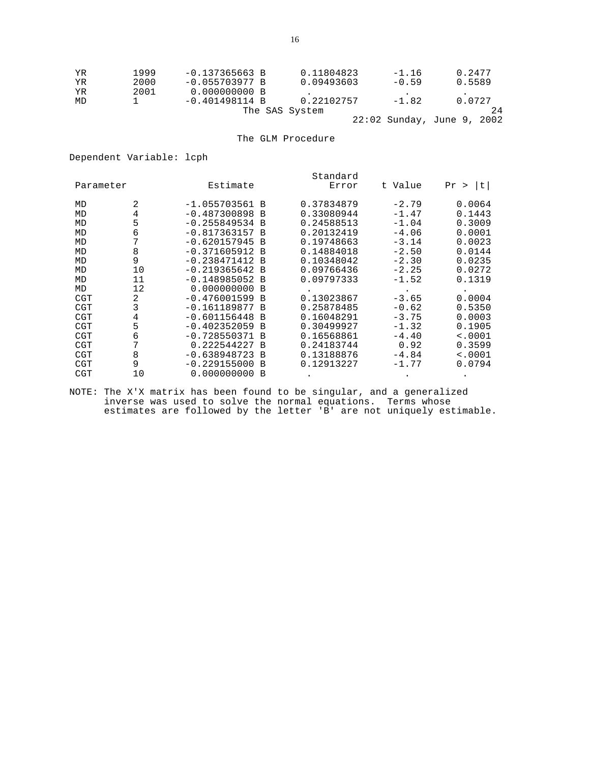| | | | | | |
|---|---|---|---|---|---|
| YR | 1999 | -0.137365663 B | 0.11804823 | -1.16 | 0.2477 |
| YR | 2000 | -0.055703977 B | 0.09493603 | -0.59 | 0.5589 |
| YR | 2001 | 0.000000000 B | . | . | . |
| MD | 1 | -0.401498114 B | 0.22102757 | -1.82 | 0.0727 |

The SAS System

22:02 Sunday, June 9, 2002

The GLM Procedure

Dependent Variable: lcph

| Parameter | | Estimate | Standard Error | t Value | Pr > \|t\| |
|---|---|---|---|---|---|
| MD | 2 | -1.055703561 B | 0.37834879 | -2.79 | 0.0064 |
| MD | 4 | -0.487300898 B | 0.33080944 | -1.47 | 0.1443 |
| MD | 5 | -0.255849534 B | 0.24588513 | -1.04 | 0.3009 |
| MD | 6 | -0.817363157 B | 0.20132419 | -4.06 | 0.0001 |
| MD | 7 | -0.620157945 B | 0.19748663 | -3.14 | 0.0023 |
| MD | 8 | -0.371605912 B | 0.14884018 | -2.50 | 0.0144 |
| MD | 9 | -0.238471412 B | 0.10348042 | -2.30 | 0.0235 |
| MD | 10 | -0.219365642 B | 0.09766436 | -2.25 | 0.0272 |
| MD | 11 | -0.148985052 B | 0.09797333 | -1.52 | 0.1319 |
| MD | 12 | 0.000000000 B | . | . | . |
| CGT | 2 | -0.476001599 B | 0.13023867 | -3.65 | 0.0004 |
| CGT | 3 | -0.161189877 B | 0.25878485 | -0.62 | 0.5350 |
| CGT | 4 | -0.601156448 B | 0.16048291 | -3.75 | 0.0003 |
| CGT | 5 | -0.402352059 B | 0.30499927 | -1.32 | 0.1905 |
| CGT | 6 | -0.728550371 B | 0.16568861 | -4.40 | <.0001 |
| CGT | 7 | 0.222544227 B | 0.24183744 | 0.92 | 0.3599 |
| CGT | 8 | -0.638948723 B | 0.13188876 | -4.84 | <.0001 |
| CGT | 9 | -0.229155000 B | 0.12913227 | -1.77 | 0.0794 |
| CGT | 10 | 0.000000000 B | . | . | . |

NOTE: The X'X matrix has been found to be singular, and a generalized inverse was used to solve the normal equations. Terms whose estimates are followed by the letter 'B' are not uniquely estimable.